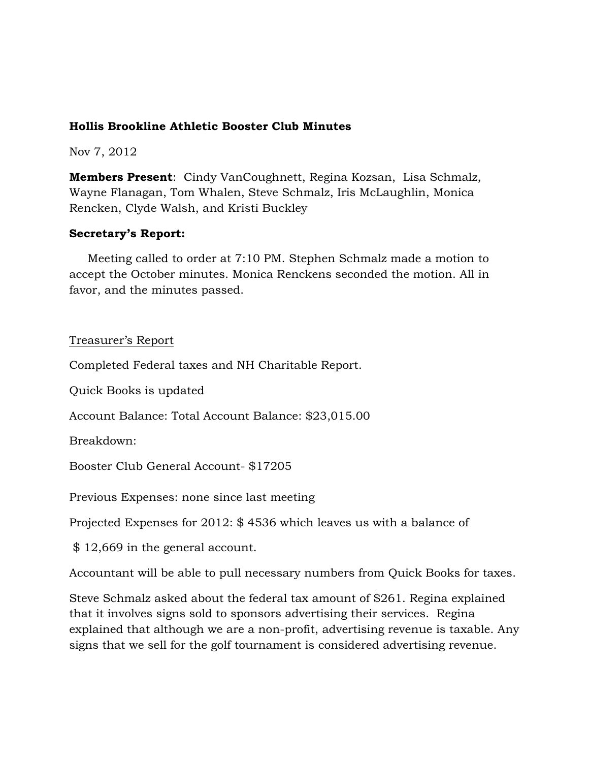**Hollis Brookline Athletic Booster Club Minutes**

Nov 7, 2012

**Members Present**: Cindy VanCoughnett, Regina Kozsan, Lisa Schmalz, Wayne Flanagan, Tom Whalen, Steve Schmalz, Iris McLaughlin, Monica Rencken, Clyde Walsh, and Kristi Buckley

**Secretary's Report:**

Meeting called to order at 7:10 PM. Stephen Schmalz made a motion to accept the October minutes. Monica Renckens seconded the motion. All in favor, and the minutes passed.

Treasurer's Report

Completed Federal taxes and NH Charitable Report.

Quick Books is updated

Account Balance: Total Account Balance: $23,015.00

Breakdown:

Booster Club General Account- $17205

Previous Expenses: none since last meeting

Projected Expenses for 2012: $ 4536 which leaves us with a balance of

$ 12,669 in the general account.

Accountant will be able to pull necessary numbers from Quick Books for taxes.

Steve Schmalz asked about the federal tax amount of $261. Regina explained that it involves signs sold to sponsors advertising their services. Regina explained that although we are a non-profit, advertising revenue is taxable. Any signs that we sell for the golf tournament is considered advertising revenue.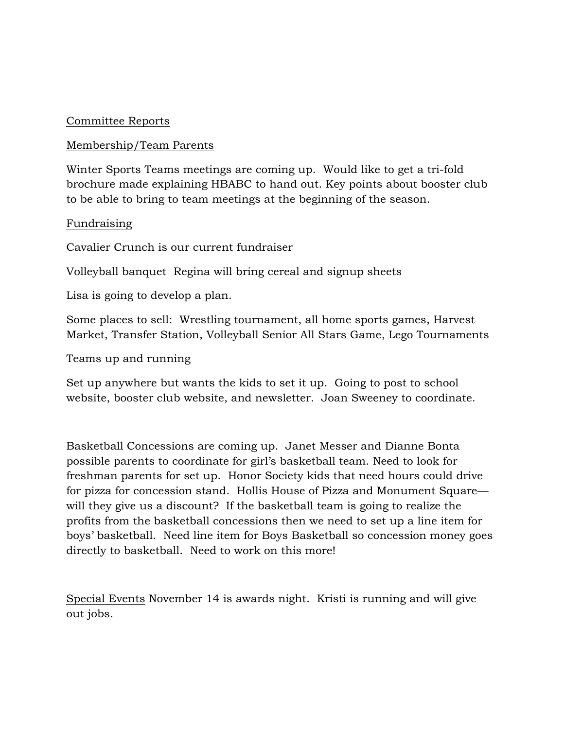<u>Committee Reports</u>

<u>Membership/Team Parents</u>

Winter Sports Teams meetings are coming up. Would like to get a tri-fold brochure made explaining HBABC to hand out. Key points about booster club to be able to bring to team meetings at the beginning of the season.

<u>Fundraising</u>

Cavalier Crunch is our current fundraiser

Volleyball banquet Regina will bring cereal and signup sheets

Lisa is going to develop a plan.

Some places to sell: Wrestling tournament, all home sports games, Harvest Market, Transfer Station, Volleyball Senior All Stars Game, Lego Tournaments

Teams up and running

Set up anywhere but wants the kids to set it up. Going to post to school website, booster club website, and newsletter. Joan Sweeney to coordinate.

Basketball Concessions are coming up. Janet Messer and Dianne Bonta possible parents to coordinate for girl's basketball team. Need to look for freshman parents for set up. Honor Society kids that need hours could drive for pizza for concession stand. Hollis House of Pizza and Monument Square—will they give us a discount? If the basketball team is going to realize the profits from the basketball concessions then we need to set up a line item for boys' basketball. Need line item for Boys Basketball so concession money goes directly to basketball. Need to work on this more!

<u>Special Events</u> November 14 is awards night. Kristi is running and will give out jobs.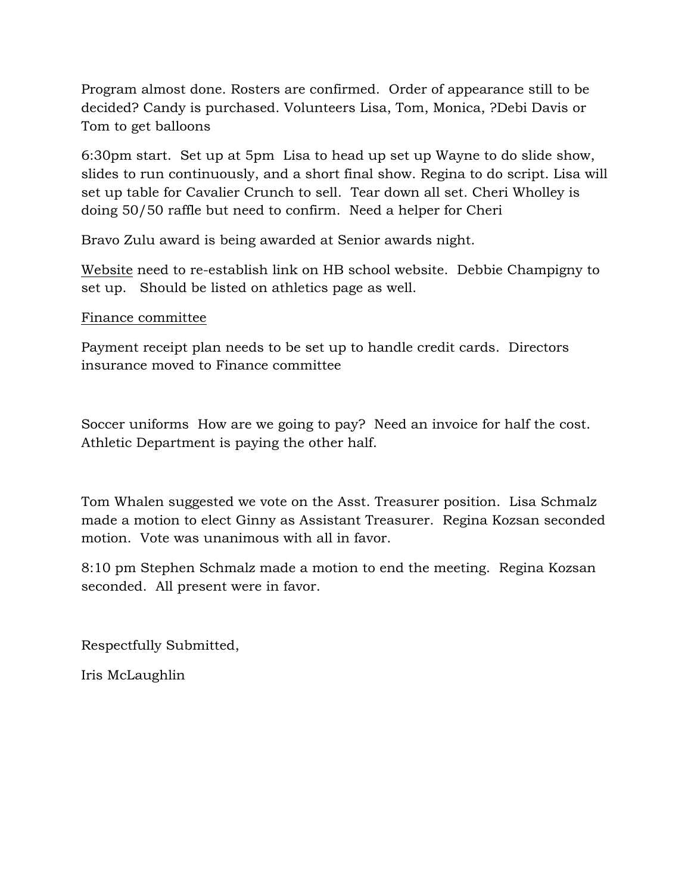Program almost done. Rosters are confirmed. Order of appearance still to be decided? Candy is purchased. Volunteers Lisa, Tom, Monica, ?Debi Davis or Tom to get balloons

6:30pm start. Set up at 5pm Lisa to head up set up Wayne to do slide show, slides to run continuously, and a short final show. Regina to do script. Lisa will set up table for Cavalier Crunch to sell. Tear down all set. Cheri Wholley is doing 50/50 raffle but need to confirm. Need a helper for Cheri

Bravo Zulu award is being awarded at Senior awards night.

<u>Website</u> need to re-establish link on HB school website. Debbie Champigny to set up. Should be listed on athletics page as well.

<u>Finance committee</u>

Payment receipt plan needs to be set up to handle credit cards. Directors insurance moved to Finance committee

Soccer uniforms How are we going to pay? Need an invoice for half the cost. Athletic Department is paying the other half.

Tom Whalen suggested we vote on the Asst. Treasurer position. Lisa Schmalz made a motion to elect Ginny as Assistant Treasurer. Regina Kozsan seconded motion. Vote was unanimous with all in favor.

8:10 pm Stephen Schmalz made a motion to end the meeting. Regina Kozsan seconded. All present were in favor.

Respectfully Submitted,

Iris McLaughlin